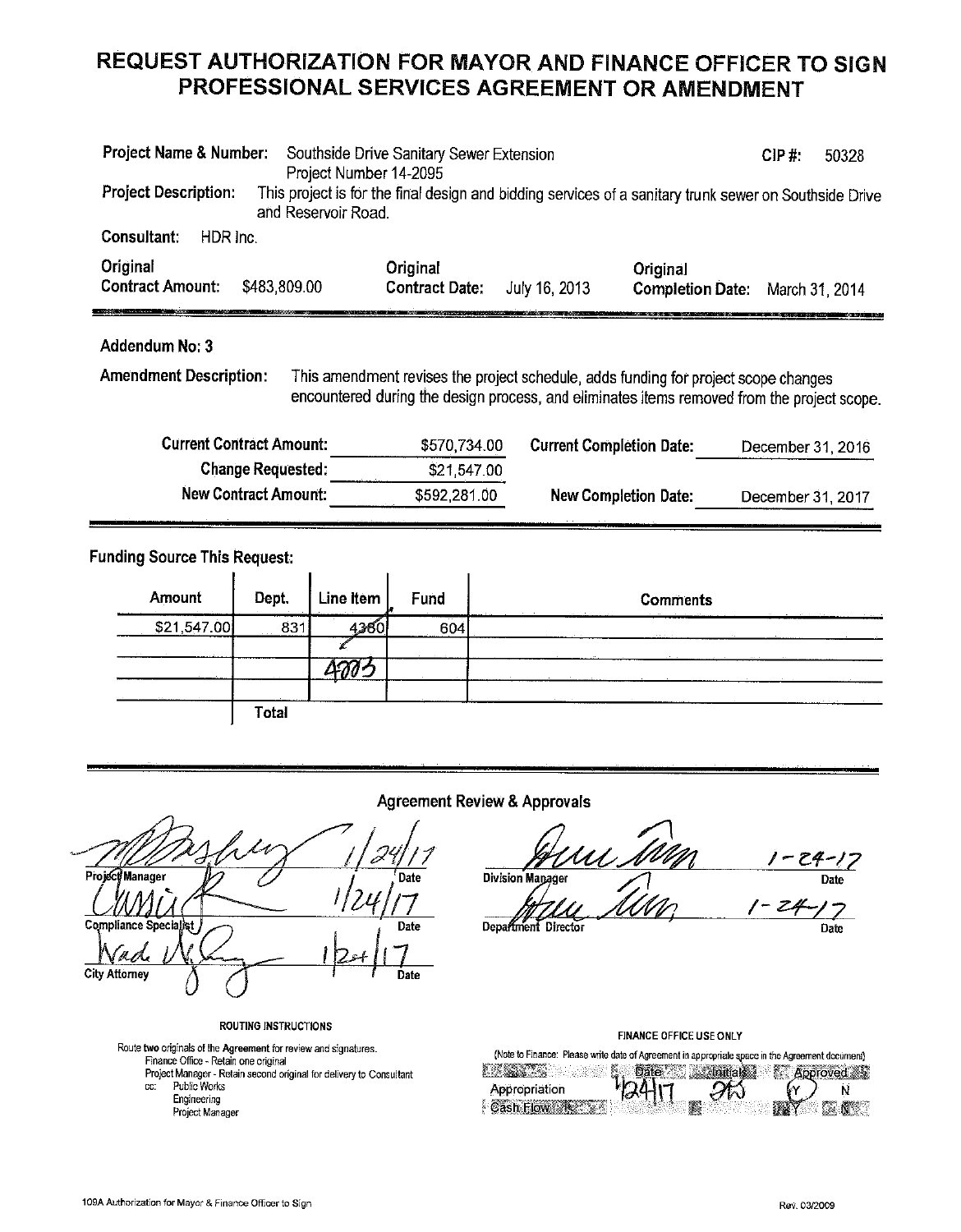# REQUEST AUTHORIZATION FOR MAYOR AND FINANCE OFFICER TO SIGN PROFESSIONAL SERVICES AGREEMENT OR AMENDMENT

**Project Name & Number:** Southside Drive Sanitary Sewer Extension Project Number 14-2095 **CIP #:** 50328

**Project Description:** This project is for the final design and bidding services of a sanitary trunk sewer on Southside Drive and Reservoir Road.

**Consultant:** HDR Inc.

**Original Contract Amount:** $483,809.00 **Original Contract Date:** July 16, 2013 **Original Completion Date:** March 31, 2014

**Addendum No: 3**

**Amendment Description:** This amendment revises the project schedule, adds funding for project scope changes encountered during the design process, and eliminates items removed from the project scope.

| | | | |
|---|---|---|---|
| **Current Contract Amount:** | $570,734.00 | **Current Completion Date:** | December 31, 2016 |
| **Change Requested:** | $21,547.00 | | |
| **New Contract Amount:** | $592,281.00 | **New Completion Date:** | December 31, 2017 |

**Funding Source This Request:**

| Amount | Dept. | Line Item | Fund | Comments |
|---|---|---|---|---|
| $21,547.00 | 831 | ~~4380~~ 4003 | 604 | |
| | | | | |
| | | | | |
| | Total | | | |

**Agreement Review & Approvals**

| | | | |
|---|---|---|---|
| Project Manager | Date 1/24/17 | Division Manager | Date 1-24-17 |
| Compliance Specialist | Date 1/24/17 | Department Director | Date 1-24-17 |
| City Attorney | Date 1/24/17 | | |

**ROUTING INSTRUCTIONS**

Route **two** originals of the **Agreement** for review and signatures.
Finance Office - Retain one original
Project Manager - Retain second original for delivery to Consultant
cc: Public Works
Engineering
Project Manager

**FINANCE OFFICE USE ONLY**

(Note to Finance: Please write date of Agreement in appropriate space in the Agreement document)

| | Date | Initials | Approved |
|---|---|---|---|
| Appropriation | 1/24/17 | | (Y) N |
| Cash Flow | | | Y N |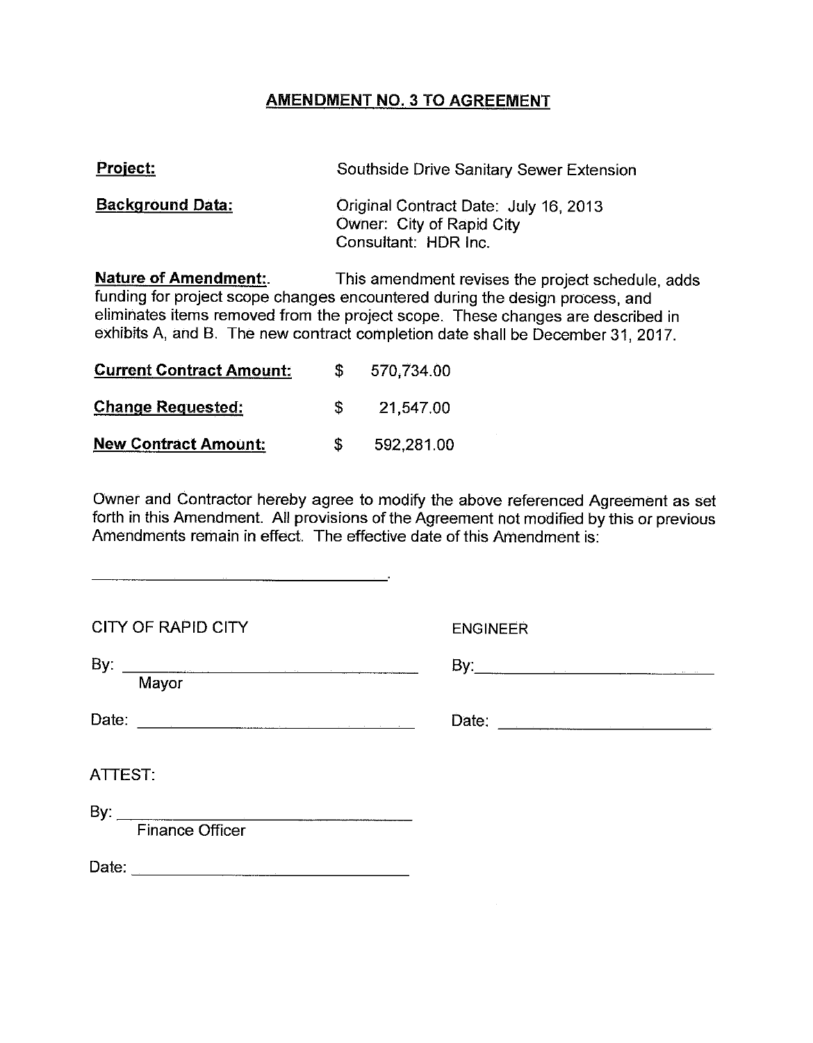# AMENDMENT NO. 3 TO AGREEMENT

**Project:** Southside Drive Sanitary Sewer Extension

**Background Data:** Original Contract Date: July 16, 2013
Owner: City of Rapid City
Consultant: HDR Inc.

**Nature of Amendment:**. This amendment revises the project schedule, adds funding for project scope changes encountered during the design process, and eliminates items removed from the project scope. These changes are described in exhibits A, and B. The new contract completion date shall be December 31, 2017.

| | |
|---|---|
| **Current Contract Amount:** | $ 570,734.00 |
| **Change Requested:** | $ 21,547.00 |
| **New Contract Amount:** | $ 592,281.00 |

Owner and Contractor hereby agree to modify the above referenced Agreement as set forth in this Amendment. All provisions of the Agreement not modified by this or previous Amendments remain in effect. The effective date of this Amendment is:

\_\_\_\_\_\_\_\_\_\_\_\_\_\_\_\_\_\_\_\_\_\_\_\_\_\_\_\_\_\_\_\_.

| CITY OF RAPID CITY | ENGINEER |
|---|---|
| By: \_\_\_\_\_\_\_\_\_\_\_\_\_\_\_\_\_\_\_\_\_\_\_\_ Mayor | By: \_\_\_\_\_\_\_\_\_\_\_\_\_\_\_\_\_\_\_\_\_\_\_\_ |
| Date: \_\_\_\_\_\_\_\_\_\_\_\_\_\_\_\_\_\_\_\_\_\_\_\_ | Date: \_\_\_\_\_\_\_\_\_\_\_\_\_\_\_\_\_\_\_\_\_\_\_\_ |

ATTEST:

By: \_\_\_\_\_\_\_\_\_\_\_\_\_\_\_\_\_\_\_\_\_\_\_\_
Finance Officer

Date: \_\_\_\_\_\_\_\_\_\_\_\_\_\_\_\_\_\_\_\_\_\_\_\_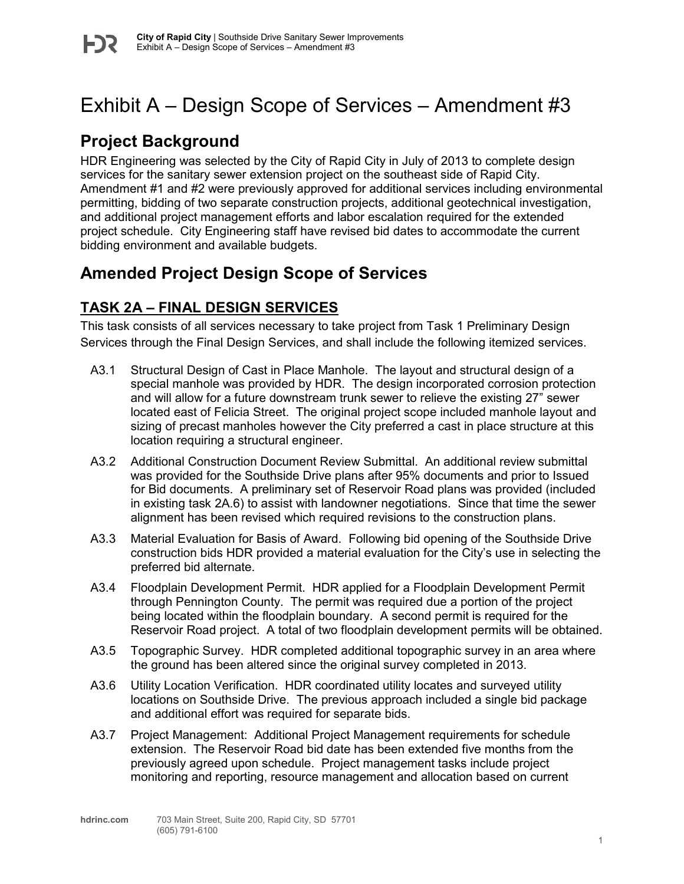# Exhibit A – Design Scope of Services – Amendment #3

## Project Background

HDR Engineering was selected by the City of Rapid City in July of 2013 to complete design services for the sanitary sewer extension project on the southeast side of Rapid City. Amendment #1 and #2 were previously approved for additional services including environmental permitting, bidding of two separate construction projects, additional geotechnical investigation, and additional project management efforts and labor escalation required for the extended project schedule. City Engineering staff have revised bid dates to accommodate the current bidding environment and available budgets.

## Amended Project Design Scope of Services

### TASK 2A – FINAL DESIGN SERVICES

This task consists of all services necessary to take project from Task 1 Preliminary Design Services through the Final Design Services, and shall include the following itemized services.

- A3.1 Structural Design of Cast in Place Manhole. The layout and structural design of a special manhole was provided by HDR. The design incorporated corrosion protection and will allow for a future downstream trunk sewer to relieve the existing 27" sewer located east of Felicia Street. The original project scope included manhole layout and sizing of precast manholes however the City preferred a cast in place structure at this location requiring a structural engineer.
- A3.2 Additional Construction Document Review Submittal. An additional review submittal was provided for the Southside Drive plans after 95% documents and prior to Issued for Bid documents. A preliminary set of Reservoir Road plans was provided (included in existing task 2A.6) to assist with landowner negotiations. Since that time the sewer alignment has been revised which required revisions to the construction plans.
- A3.3 Material Evaluation for Basis of Award. Following bid opening of the Southside Drive construction bids HDR provided a material evaluation for the City's use in selecting the preferred bid alternate.
- A3.4 Floodplain Development Permit. HDR applied for a Floodplain Development Permit through Pennington County. The permit was required due a portion of the project being located within the floodplain boundary. A second permit is required for the Reservoir Road project. A total of two floodplain development permits will be obtained.
- A3.5 Topographic Survey. HDR completed additional topographic survey in an area where the ground has been altered since the original survey completed in 2013.
- A3.6 Utility Location Verification. HDR coordinated utility locates and surveyed utility locations on Southside Drive. The previous approach included a single bid package and additional effort was required for separate bids.
- A3.7 Project Management: Additional Project Management requirements for schedule extension. The Reservoir Road bid date has been extended five months from the previously agreed upon schedule. Project management tasks include project monitoring and reporting, resource management and allocation based on current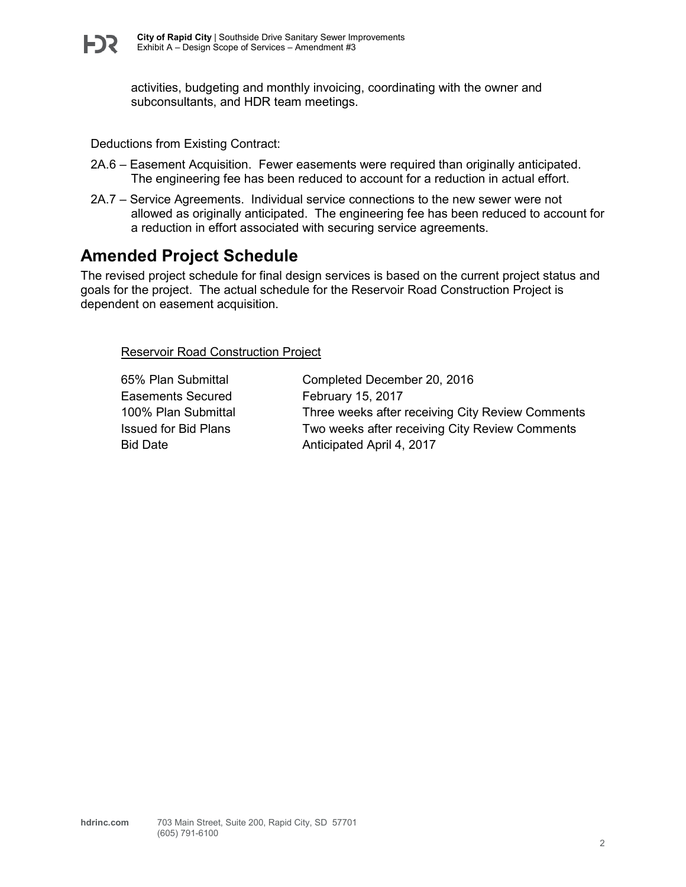activities, budgeting and monthly invoicing, coordinating with the owner and subconsultants, and HDR team meetings.

Deductions from Existing Contract:

2A.6 – Easement Acquisition. Fewer easements were required than originally anticipated. The engineering fee has been reduced to account for a reduction in actual effort.

2A.7 – Service Agreements. Individual service connections to the new sewer were not allowed as originally anticipated. The engineering fee has been reduced to account for a reduction in effort associated with securing service agreements.

## Amended Project Schedule

The revised project schedule for final design services is based on the current project status and goals for the project. The actual schedule for the Reservoir Road Construction Project is dependent on easement acquisition.

Reservoir Road Construction Project

| | |
|---|---|
| 65% Plan Submittal | Completed December 20, 2016 |
| Easements Secured | February 15, 2017 |
| 100% Plan Submittal | Three weeks after receiving City Review Comments |
| Issued for Bid Plans | Two weeks after receiving City Review Comments |
| Bid Date | Anticipated April 4, 2017 |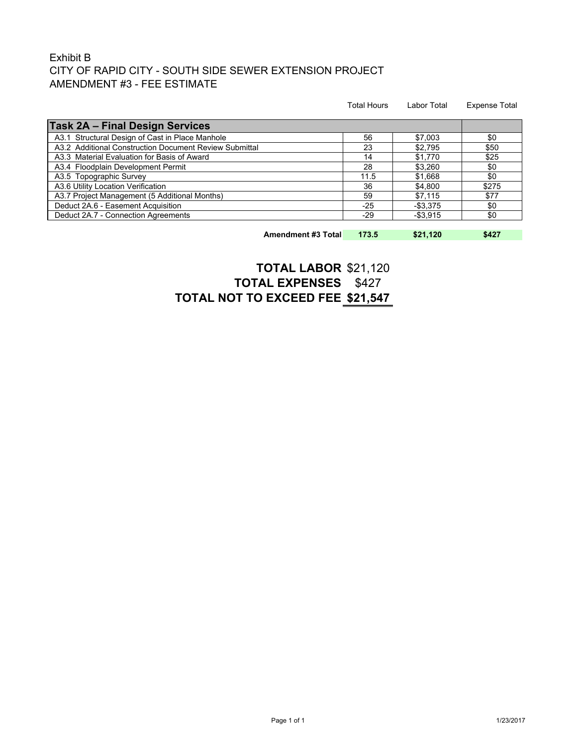Exhibit B
CITY OF RAPID CITY - SOUTH SIDE SEWER EXTENSION PROJECT
AMENDMENT #3 - FEE ESTIMATE

| | Total Hours | Labor Total | Expense Total |
|---|---|---|---|
| **Task 2A – Final Design Services** | | | |
| A3.1 Structural Design of Cast in Place Manhole | 56 | $7,003 | $0 |
| A3.2 Additional Construction Document Review Submittal | 23 | $2,795 | $50 |
| A3.3 Material Evaluation for Basis of Award | 14 | $1,770 | $25 |
| A3.4 Floodplain Development Permit | 28 | $3,260 | $0 |
| A3.5 Topographic Survey | 11.5 | $1,668 | $0 |
| A3.6 Utility Location Verification | 36 | $4,800 | $275 |
| A3.7 Project Management (5 Additional Months) | 59 | $7,115 | $77 |
| Deduct 2A.6 - Easement Acquisition | -25 | -$3,375 | $0 |
| Deduct 2A.7 - Connection Agreements | -29 | -$3,915 | $0 |
| **Amendment #3 Total** | **173.5** | **$21,120** | **$427** |

**TOTAL LABOR** $21,120

**TOTAL EXPENSES** $427

**TOTAL NOT TO EXCEED FEE** **$21,547**

1/23/2017